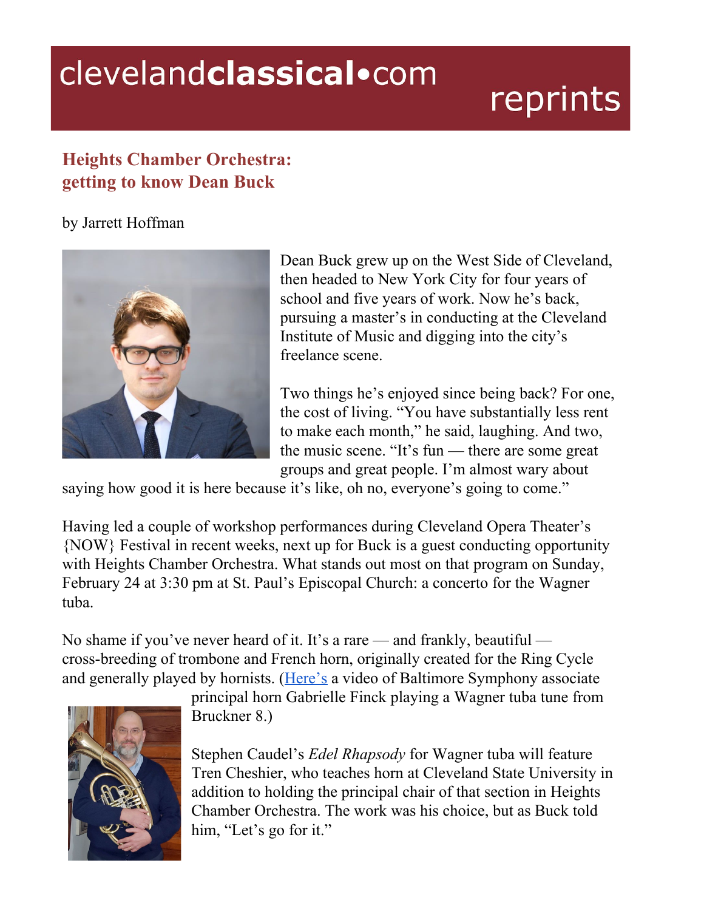clevelandclassical•com reprints

## Heights Chamber Orchestra: getting to know Dean Buck

by Jarrett Hoffman

Dean Buck grew up on the West Side of Cleveland, then headed to New York City for four years of school and five years of work. Now he's back, pursuing a master's in conducting at the Cleveland Institute of Music and digging into the city's freelance scene.

Two things he's enjoyed since being back? For one, the cost of living. "You have substantially less rent to make each month," he said, laughing. And two, the music scene. "It's fun — there are some great groups and great people. I'm almost wary about saying how good it is here because it's like, oh no, everyone's going to come."

Having led a couple of workshop performances during Cleveland Opera Theater's {NOW} Festival in recent weeks, next up for Buck is a guest conducting opportunity with Heights Chamber Orchestra. What stands out most on that program on Sunday, February 24 at 3:30 pm at St. Paul's Episcopal Church: a concerto for the Wagner tuba.

No shame if you've never heard of it. It's a rare — and frankly, beautiful — cross-breeding of trombone and French horn, originally created for the Ring Cycle and generally played by hornists. (Here's a video of Baltimore Symphony associate principal horn Gabrielle Finck playing a Wagner tuba tune from Bruckner 8.)

Stephen Caudel's *Edel Rhapsody* for Wagner tuba will feature Tren Cheshier, who teaches horn at Cleveland State University in addition to holding the principal chair of that section in Heights Chamber Orchestra. The work was his choice, but as Buck told him, "Let's go for it."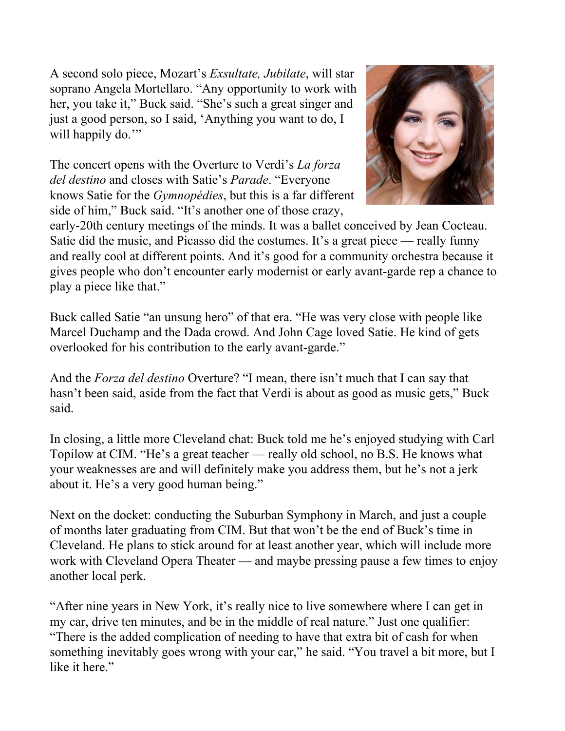A second solo piece, Mozart's *Exsultate, Jubilate*, will star soprano Angela Mortellaro. "Any opportunity to work with her, you take it," Buck said. "She's such a great singer and just a good person, so I said, 'Anything you want to do, I will happily do.'"

The concert opens with the Overture to Verdi's *La forza del destino* and closes with Satie's *Parade*. "Everyone knows Satie for the *Gymnopédies*, but this is a far different side of him," Buck said. "It's another one of those crazy, early-20th century meetings of the minds. It was a ballet conceived by Jean Cocteau. Satie did the music, and Picasso did the costumes. It's a great piece — really funny and really cool at different points. And it's good for a community orchestra because it gives people who don't encounter early modernist or early avant-garde rep a chance to play a piece like that."

Buck called Satie "an unsung hero" of that era. "He was very close with people like Marcel Duchamp and the Dada crowd. And John Cage loved Satie. He kind of gets overlooked for his contribution to the early avant-garde."

And the *Forza del destino* Overture? "I mean, there isn't much that I can say that hasn't been said, aside from the fact that Verdi is about as good as music gets," Buck said.

In closing, a little more Cleveland chat: Buck told me he's enjoyed studying with Carl Topilow at CIM. "He's a great teacher — really old school, no B.S. He knows what your weaknesses are and will definitely make you address them, but he's not a jerk about it. He's a very good human being."

Next on the docket: conducting the Suburban Symphony in March, and just a couple of months later graduating from CIM. But that won't be the end of Buck's time in Cleveland. He plans to stick around for at least another year, which will include more work with Cleveland Opera Theater — and maybe pressing pause a few times to enjoy another local perk.

"After nine years in New York, it's really nice to live somewhere where I can get in my car, drive ten minutes, and be in the middle of real nature." Just one qualifier: "There is the added complication of needing to have that extra bit of cash for when something inevitably goes wrong with your car," he said. "You travel a bit more, but I like it here."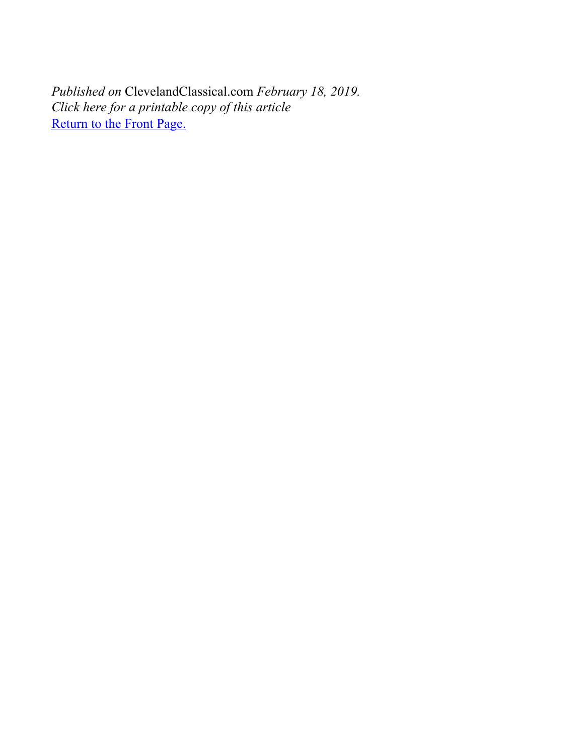*Published on* ClevelandClassical.com *February 18, 2019.*
*Click here for a printable copy of this article*
Return to the Front Page.